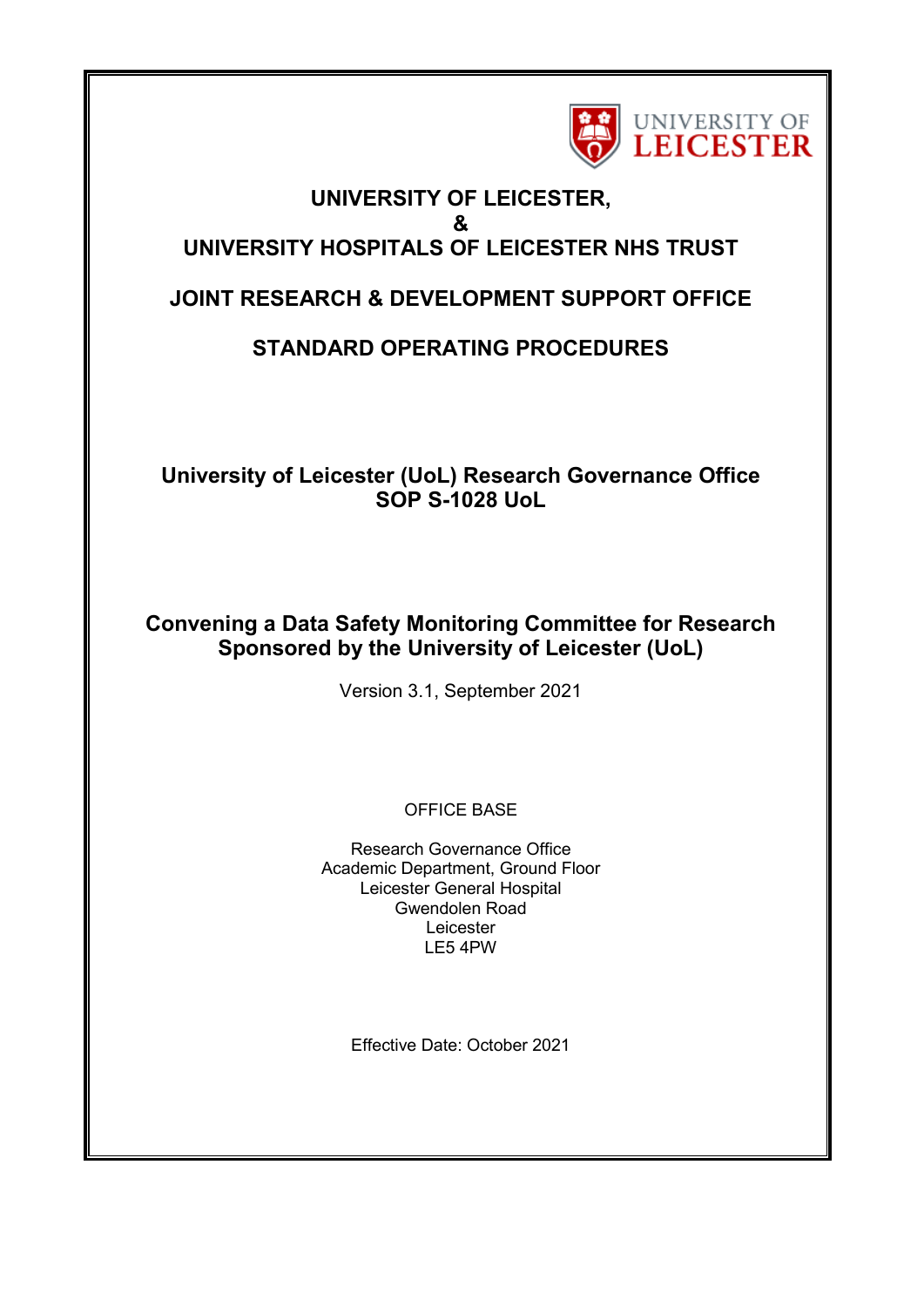UNIVERSITY OF LEICESTER

# UNIVERSITY OF LEICESTER,
# &
# UNIVERSITY HOSPITALS OF LEICESTER NHS TRUST

## JOINT RESEARCH & DEVELOPMENT SUPPORT OFFICE

## STANDARD OPERATING PROCEDURES

**University of Leicester (UoL) Research Governance Office**
**SOP S-1028 UoL**

**Convening a Data Safety Monitoring Committee for Research Sponsored by the University of Leicester (UoL)**

Version 3.1, September 2021

OFFICE BASE

Research Governance Office
Academic Department, Ground Floor
Leicester General Hospital
Gwendolen Road
Leicester
LE5 4PW

Effective Date: October 2021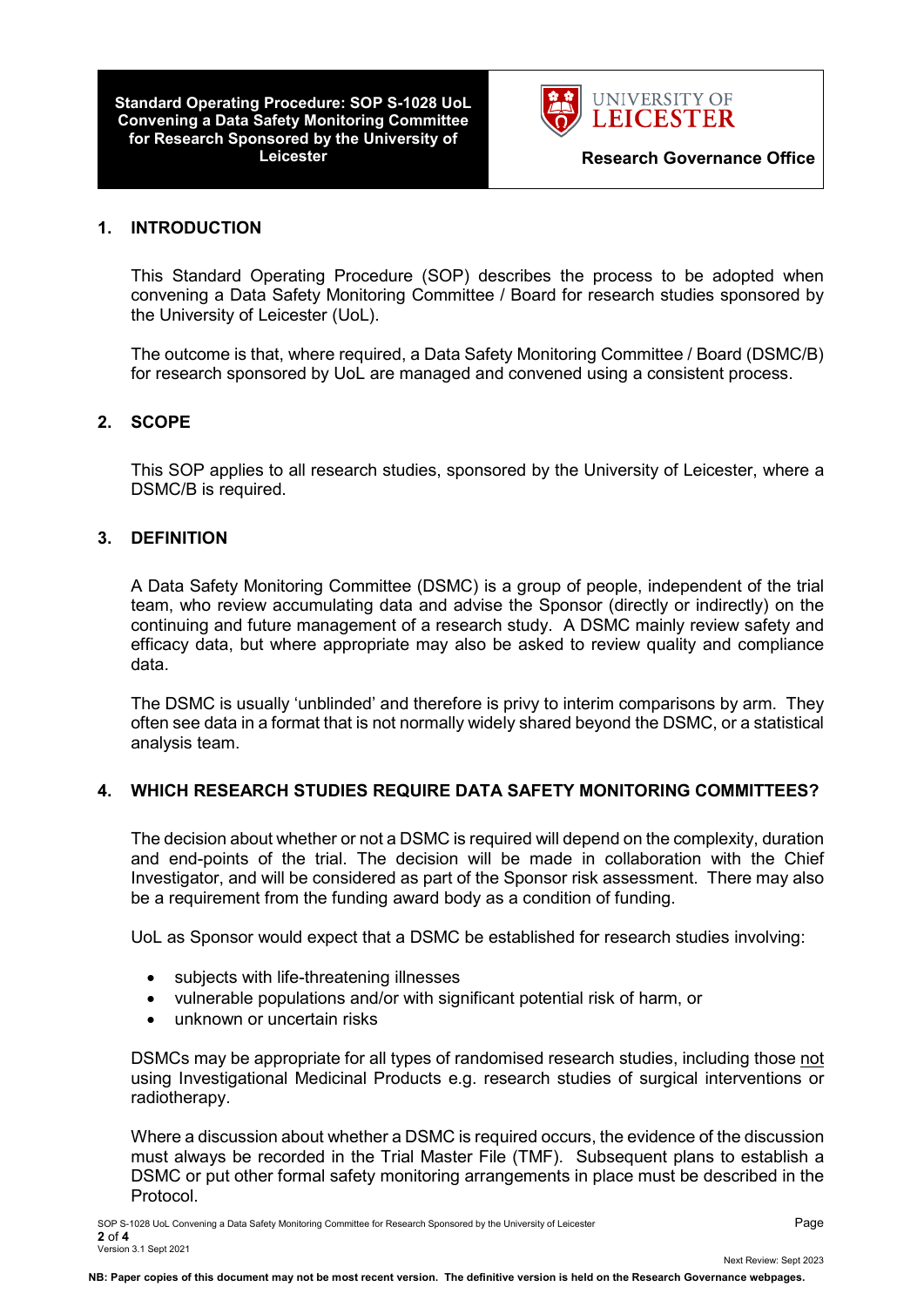## 1. INTRODUCTION

This Standard Operating Procedure (SOP) describes the process to be adopted when convening a Data Safety Monitoring Committee / Board for research studies sponsored by the University of Leicester (UoL).

The outcome is that, where required, a Data Safety Monitoring Committee / Board (DSMC/B) for research sponsored by UoL are managed and convened using a consistent process.

## 2. SCOPE

This SOP applies to all research studies, sponsored by the University of Leicester, where a DSMC/B is required.

## 3. DEFINITION

A Data Safety Monitoring Committee (DSMC) is a group of people, independent of the trial team, who review accumulating data and advise the Sponsor (directly or indirectly) on the continuing and future management of a research study. A DSMC mainly review safety and efficacy data, but where appropriate may also be asked to review quality and compliance data.

The DSMC is usually 'unblinded' and therefore is privy to interim comparisons by arm. They often see data in a format that is not normally widely shared beyond the DSMC, or a statistical analysis team.

## 4. WHICH RESEARCH STUDIES REQUIRE DATA SAFETY MONITORING COMMITTEES?

The decision about whether or not a DSMC is required will depend on the complexity, duration and end-points of the trial. The decision will be made in collaboration with the Chief Investigator, and will be considered as part of the Sponsor risk assessment. There may also be a requirement from the funding award body as a condition of funding.

UoL as Sponsor would expect that a DSMC be established for research studies involving:

- subjects with life-threatening illnesses
- vulnerable populations and/or with significant potential risk of harm, or
- unknown or uncertain risks

DSMCs may be appropriate for all types of randomised research studies, including those not using Investigational Medicinal Products e.g. research studies of surgical interventions or radiotherapy.

Where a discussion about whether a DSMC is required occurs, the evidence of the discussion must always be recorded in the Trial Master File (TMF). Subsequent plans to establish a DSMC or put other formal safety monitoring arrangements in place must be described in the Protocol.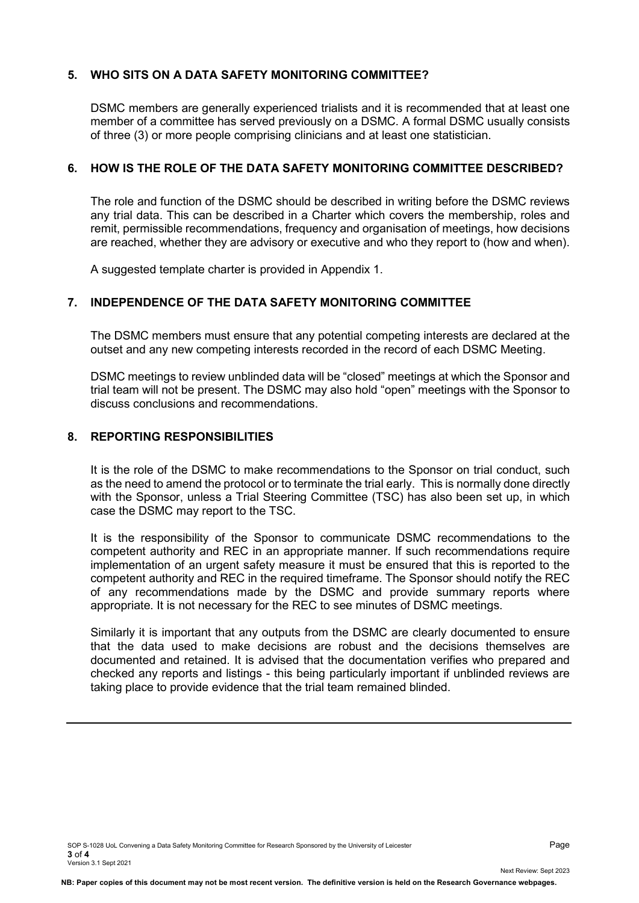## 5. WHO SITS ON A DATA SAFETY MONITORING COMMITTEE?

DSMC members are generally experienced trialists and it is recommended that at least one member of a committee has served previously on a DSMC. A formal DSMC usually consists of three (3) or more people comprising clinicians and at least one statistician.

## 6. HOW IS THE ROLE OF THE DATA SAFETY MONITORING COMMITTEE DESCRIBED?

The role and function of the DSMC should be described in writing before the DSMC reviews any trial data. This can be described in a Charter which covers the membership, roles and remit, permissible recommendations, frequency and organisation of meetings, how decisions are reached, whether they are advisory or executive and who they report to (how and when).

A suggested template charter is provided in Appendix 1.

## 7. INDEPENDENCE OF THE DATA SAFETY MONITORING COMMITTEE

The DSMC members must ensure that any potential competing interests are declared at the outset and any new competing interests recorded in the record of each DSMC Meeting.

DSMC meetings to review unblinded data will be "closed" meetings at which the Sponsor and trial team will not be present. The DSMC may also hold "open" meetings with the Sponsor to discuss conclusions and recommendations.

## 8. REPORTING RESPONSIBILITIES

It is the role of the DSMC to make recommendations to the Sponsor on trial conduct, such as the need to amend the protocol or to terminate the trial early. This is normally done directly with the Sponsor, unless a Trial Steering Committee (TSC) has also been set up, in which case the DSMC may report to the TSC.

It is the responsibility of the Sponsor to communicate DSMC recommendations to the competent authority and REC in an appropriate manner. If such recommendations require implementation of an urgent safety measure it must be ensured that this is reported to the competent authority and REC in the required timeframe. The Sponsor should notify the REC of any recommendations made by the DSMC and provide summary reports where appropriate. It is not necessary for the REC to see minutes of DSMC meetings.

Similarly it is important that any outputs from the DSMC are clearly documented to ensure that the data used to make decisions are robust and the decisions themselves are documented and retained. It is advised that the documentation verifies who prepared and checked any reports and listings - this being particularly important if unblinded reviews are taking place to provide evidence that the trial team remained blinded.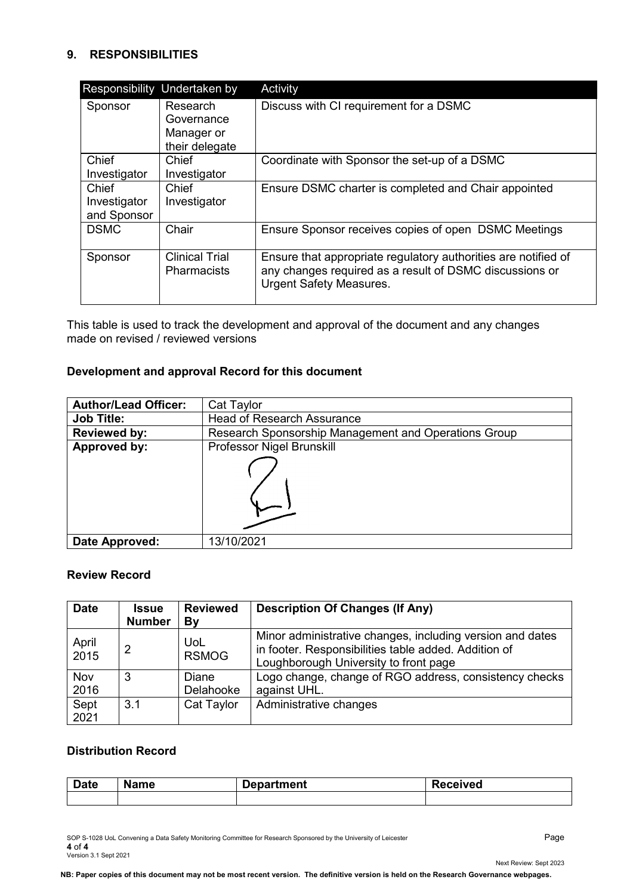## 9. RESPONSIBILITIES

| Responsibility | Undertaken by | Activity |
|---|---|---|
| Sponsor | Research Governance Manager or their delegate | Discuss with CI requirement for a DSMC |
| Chief Investigator | Chief Investigator | Coordinate with Sponsor the set-up of a DSMC |
| Chief Investigator and Sponsor | Chief Investigator | Ensure DSMC charter is completed and Chair appointed |
| DSMC | Chair | Ensure Sponsor receives copies of open DSMC Meetings |
| Sponsor | Clinical Trial Pharmacists | Ensure that appropriate regulatory authorities are notified of any changes required as a result of DSMC discussions or Urgent Safety Measures. |

This table is used to track the development and approval of the document and any changes made on revised / reviewed versions

### Development and approval Record for this document

| | |
|---|---|
| **Author/Lead Officer:** | Cat Taylor |
| **Job Title:** | Head of Research Assurance |
| **Reviewed by:** | Research Sponsorship Management and Operations Group |
| **Approved by:** | Professor Nigel Brunskill |
| **Date Approved:** | 13/10/2021 |

### Review Record

| Date | Issue Number | Reviewed By | Description Of Changes (If Any) |
|---|---|---|---|
| April 2015 | 2 | UoL RSMOG | Minor administrative changes, including version and dates in footer. Responsibilities table added. Addition of Loughborough University to front page |
| Nov 2016 | 3 | Diane Delahooke | Logo change, change of RGO address, consistency checks against UHL. |
| Sept 2021 | 3.1 | Cat Taylor | Administrative changes |

### Distribution Record

| Date | Name | Department | Received |
|---|---|---|---|
| | | | |